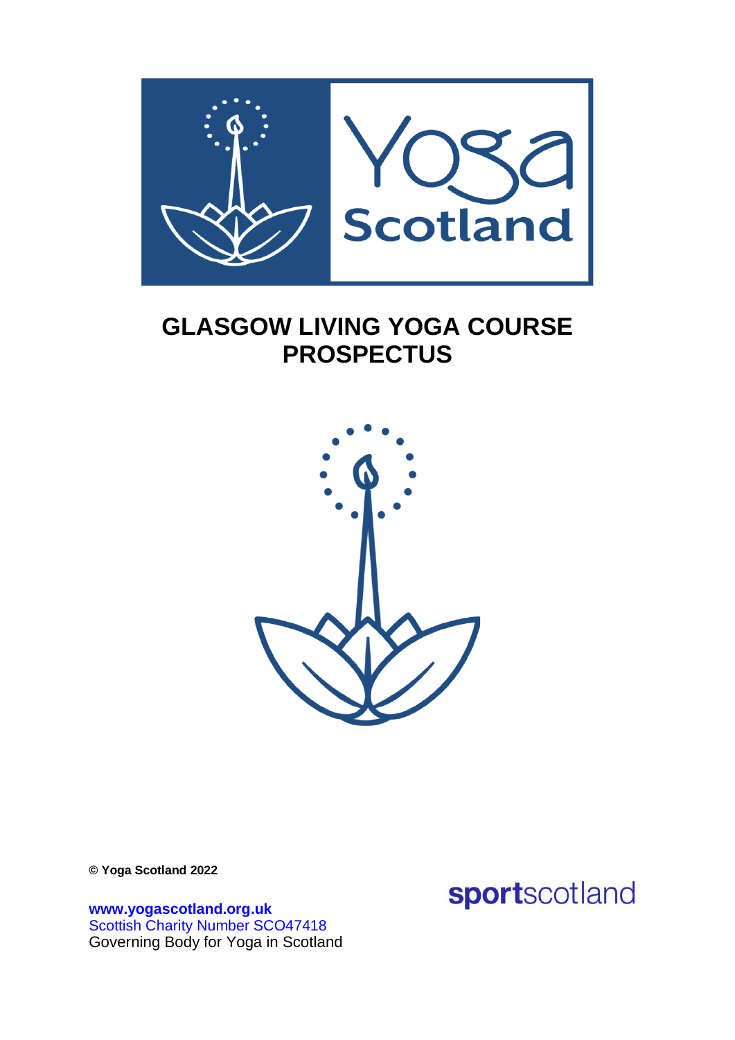# GLASGOW LIVING YOGA COURSE PROSPECTUS

**© Yoga Scotland 2022**

**www.yogascotland.org.uk**
Scottish Charity Number SCO47418
Governing Body for Yoga in Scotland

sportscotland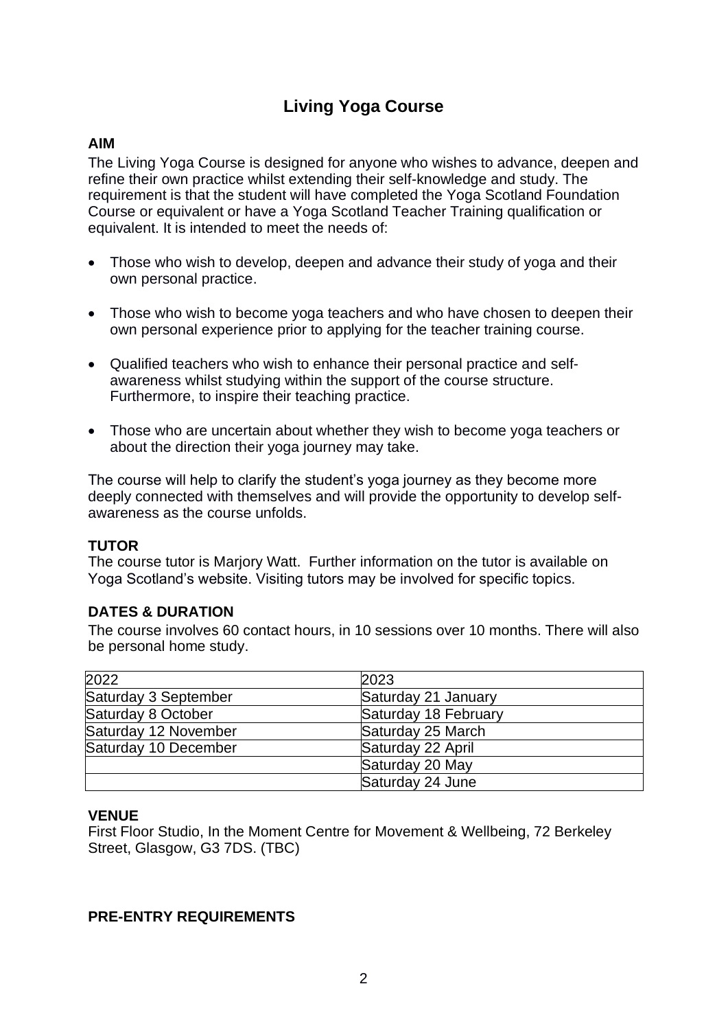# Living Yoga Course

**AIM**

The Living Yoga Course is designed for anyone who wishes to advance, deepen and refine their own practice whilst extending their self-knowledge and study. The requirement is that the student will have completed the Yoga Scotland Foundation Course or equivalent or have a Yoga Scotland Teacher Training qualification or equivalent. It is intended to meet the needs of:

- Those who wish to develop, deepen and advance their study of yoga and their own personal practice.
- Those who wish to become yoga teachers and who have chosen to deepen their own personal experience prior to applying for the teacher training course.
- Qualified teachers who wish to enhance their personal practice and self-awareness whilst studying within the support of the course structure. Furthermore, to inspire their teaching practice.
- Those who are uncertain about whether they wish to become yoga teachers or about the direction their yoga journey may take.

The course will help to clarify the student's yoga journey as they become more deeply connected with themselves and will provide the opportunity to develop self-awareness as the course unfolds.

**TUTOR**

The course tutor is Marjory Watt. Further information on the tutor is available on Yoga Scotland's website. Visiting tutors may be involved for specific topics.

**DATES & DURATION**

The course involves 60 contact hours, in 10 sessions over 10 months. There will also be personal home study.

| 2022 | 2023 |
|---|---|
| Saturday 3 September | Saturday 21 January |
| Saturday 8 October | Saturday 18 February |
| Saturday 12 November | Saturday 25 March |
| Saturday 10 December | Saturday 22 April |
| | Saturday 20 May |
| | Saturday 24 June |

**VENUE**

First Floor Studio, In the Moment Centre for Movement & Wellbeing, 72 Berkeley Street, Glasgow, G3 7DS. (TBC)

**PRE-ENTRY REQUIREMENTS**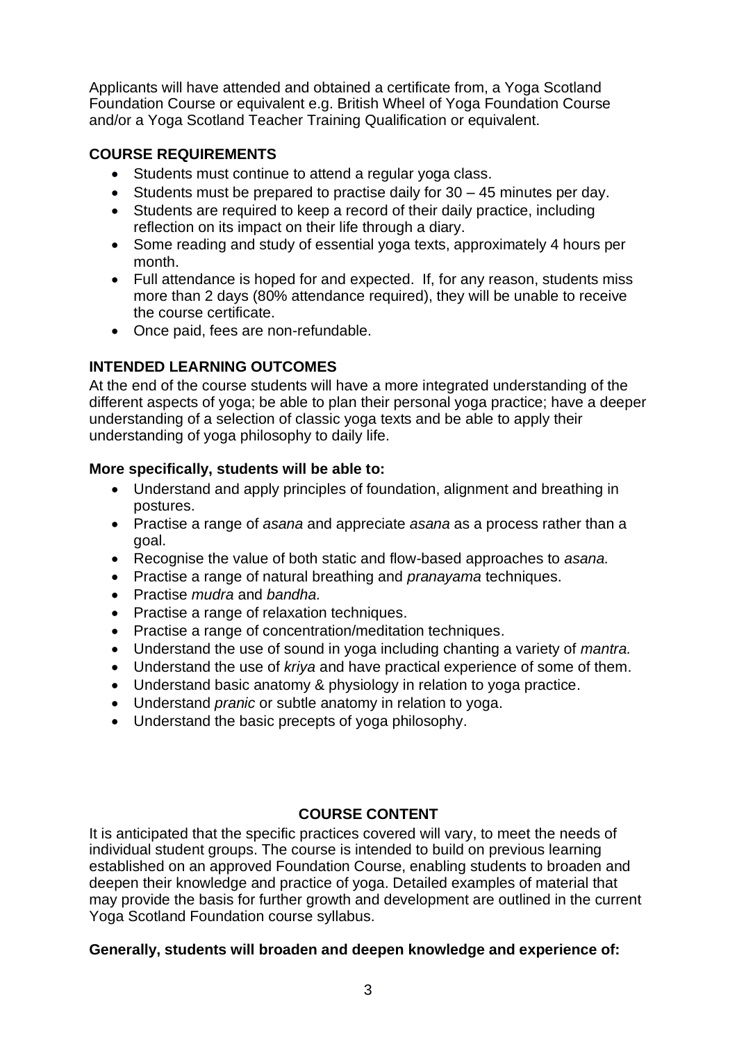Applicants will have attended and obtained a certificate from, a Yoga Scotland Foundation Course or equivalent e.g. British Wheel of Yoga Foundation Course and/or a Yoga Scotland Teacher Training Qualification or equivalent.

## COURSE REQUIREMENTS

- Students must continue to attend a regular yoga class.
- Students must be prepared to practise daily for 30 – 45 minutes per day.
- Students are required to keep a record of their daily practice, including reflection on its impact on their life through a diary.
- Some reading and study of essential yoga texts, approximately 4 hours per month.
- Full attendance is hoped for and expected. If, for any reason, students miss more than 2 days (80% attendance required), they will be unable to receive the course certificate.
- Once paid, fees are non-refundable.

## INTENDED LEARNING OUTCOMES

At the end of the course students will have a more integrated understanding of the different aspects of yoga; be able to plan their personal yoga practice; have a deeper understanding of a selection of classic yoga texts and be able to apply their understanding of yoga philosophy to daily life.

**More specifically, students will be able to:**

- Understand and apply principles of foundation, alignment and breathing in postures.
- Practise a range of *asana* and appreciate *asana* as a process rather than a goal.
- Recognise the value of both static and flow-based approaches to *asana.*
- Practise a range of natural breathing and *pranayama* techniques.
- Practise *mudra* and *bandha.*
- Practise a range of relaxation techniques.
- Practise a range of concentration/meditation techniques.
- Understand the use of sound in yoga including chanting a variety of *mantra.*
- Understand the use of *kriya* and have practical experience of some of them.
- Understand basic anatomy & physiology in relation to yoga practice.
- Understand *pranic* or subtle anatomy in relation to yoga.
- Understand the basic precepts of yoga philosophy.

## COURSE CONTENT

It is anticipated that the specific practices covered will vary, to meet the needs of individual student groups. The course is intended to build on previous learning established on an approved Foundation Course, enabling students to broaden and deepen their knowledge and practice of yoga. Detailed examples of material that may provide the basis for further growth and development are outlined in the current Yoga Scotland Foundation course syllabus.

**Generally, students will broaden and deepen knowledge and experience of:**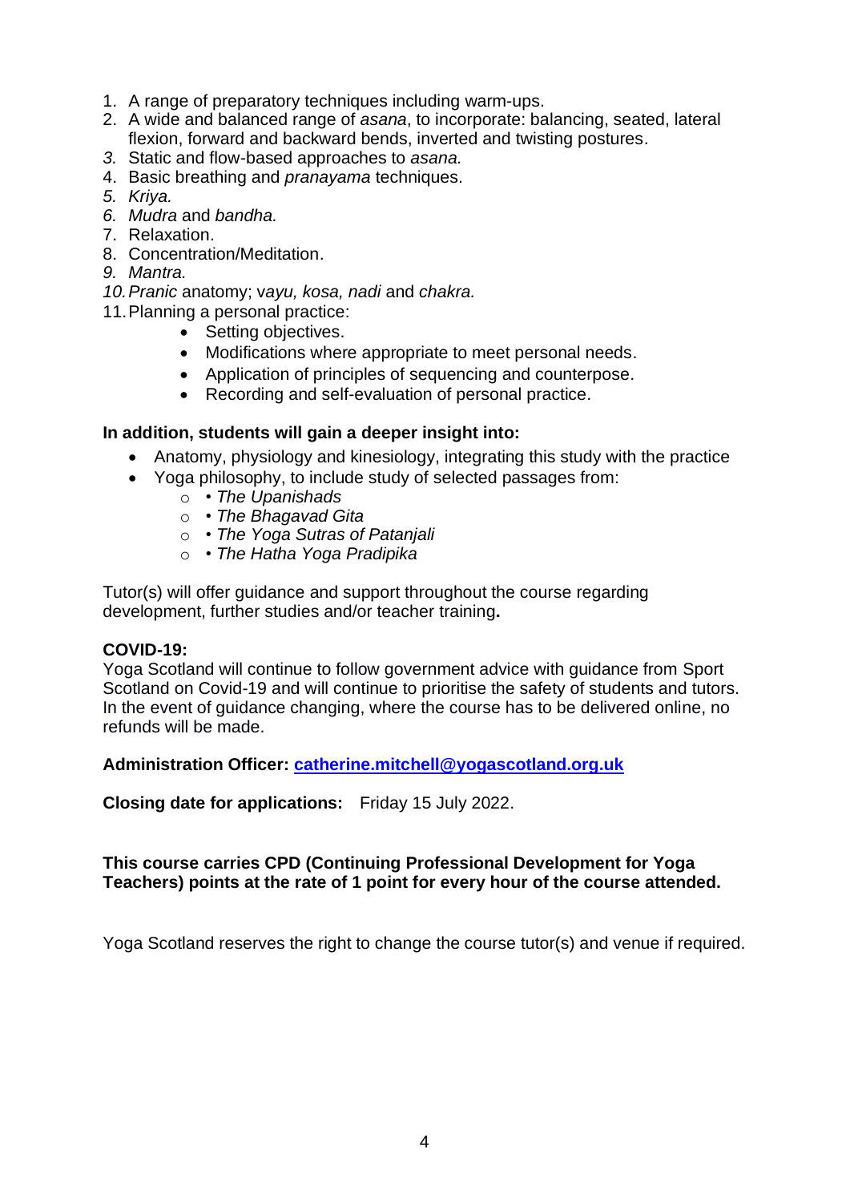1. A range of preparatory techniques including warm-ups.
2. A wide and balanced range of *asana*, to incorporate: balancing, seated, lateral flexion, forward and backward bends, inverted and twisting postures.
3. Static and flow-based approaches to *asana.*
4. Basic breathing and *pranayama* techniques.
5. *Kriya.*
6. *Mudra* and *bandha.*
7. Relaxation.
8. Concentration/Meditation.
9. *Mantra.*
10. *Pranic* anatomy; v*ayu, kosa, nadi* and *chakra.*
11. Planning a personal practice:
    - Setting objectives.
    - Modifications where appropriate to meet personal needs.
    - Application of principles of sequencing and counterpose.
    - Recording and self-evaluation of personal practice.

**In addition, students will gain a deeper insight into:**

- Anatomy, physiology and kinesiology, integrating this study with the practice
- Yoga philosophy, to include study of selected passages from:
    - • *The Upanishads*
    - • *The Bhagavad Gita*
    - • *The Yoga Sutras of Patanjali*
    - • *The Hatha Yoga Pradipika*

Tutor(s) will offer guidance and support throughout the course regarding development, further studies and/or teacher training**.**

**COVID-19:**
Yoga Scotland will continue to follow government advice with guidance from Sport Scotland on Covid-19 and will continue to prioritise the safety of students and tutors. In the event of guidance changing, where the course has to be delivered online, no refunds will be made.

**Administration Officer: catherine.mitchell@yogascotland.org.uk**

**Closing date for applications:** Friday 15 July 2022.

**This course carries CPD (Continuing Professional Development for Yoga Teachers) points at the rate of 1 point for every hour of the course attended.**

Yoga Scotland reserves the right to change the course tutor(s) and venue if required.